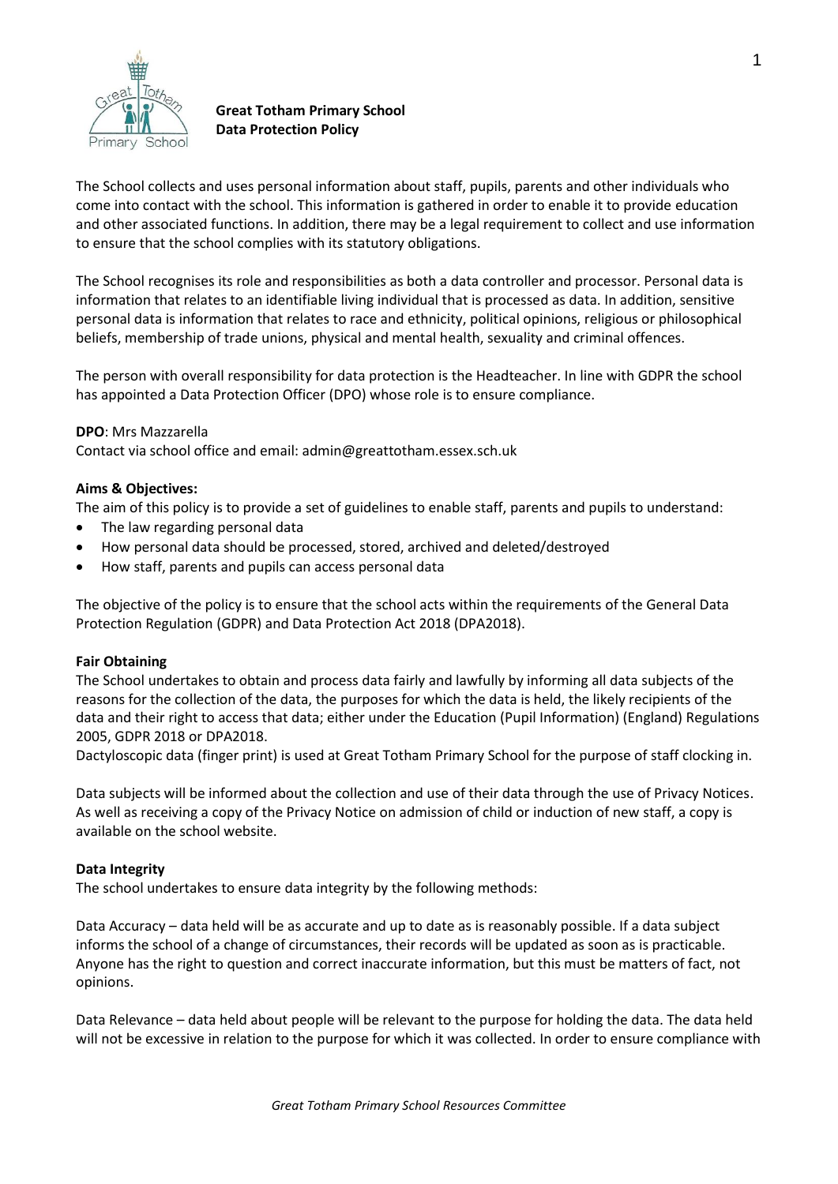**Great Totham Primary School**
**Data Protection Policy**

The School collects and uses personal information about staff, pupils, parents and other individuals who come into contact with the school. This information is gathered in order to enable it to provide education and other associated functions. In addition, there may be a legal requirement to collect and use information to ensure that the school complies with its statutory obligations.

The School recognises its role and responsibilities as both a data controller and processor. Personal data is information that relates to an identifiable living individual that is processed as data. In addition, sensitive personal data is information that relates to race and ethnicity, political opinions, religious or philosophical beliefs, membership of trade unions, physical and mental health, sexuality and criminal offences.

The person with overall responsibility for data protection is the Headteacher. In line with GDPR the school has appointed a Data Protection Officer (DPO) whose role is to ensure compliance.

**DPO**: Mrs Mazzarella
Contact via school office and email: admin@greattotham.essex.sch.uk

**Aims & Objectives:**
The aim of this policy is to provide a set of guidelines to enable staff, parents and pupils to understand:

- The law regarding personal data
- How personal data should be processed, stored, archived and deleted/destroyed
- How staff, parents and pupils can access personal data

The objective of the policy is to ensure that the school acts within the requirements of the General Data Protection Regulation (GDPR) and Data Protection Act 2018 (DPA2018).

**Fair Obtaining**
The School undertakes to obtain and process data fairly and lawfully by informing all data subjects of the reasons for the collection of the data, the purposes for which the data is held, the likely recipients of the data and their right to access that data; either under the Education (Pupil Information) (England) Regulations 2005, GDPR 2018 or DPA2018.
Dactyloscopic data (finger print) is used at Great Totham Primary School for the purpose of staff clocking in.

Data subjects will be informed about the collection and use of their data through the use of Privacy Notices. As well as receiving a copy of the Privacy Notice on admission of child or induction of new staff, a copy is available on the school website.

**Data Integrity**
The school undertakes to ensure data integrity by the following methods:

Data Accuracy – data held will be as accurate and up to date as is reasonably possible. If a data subject informs the school of a change of circumstances, their records will be updated as soon as is practicable. Anyone has the right to question and correct inaccurate information, but this must be matters of fact, not opinions.

Data Relevance – data held about people will be relevant to the purpose for holding the data. The data held will not be excessive in relation to the purpose for which it was collected. In order to ensure compliance with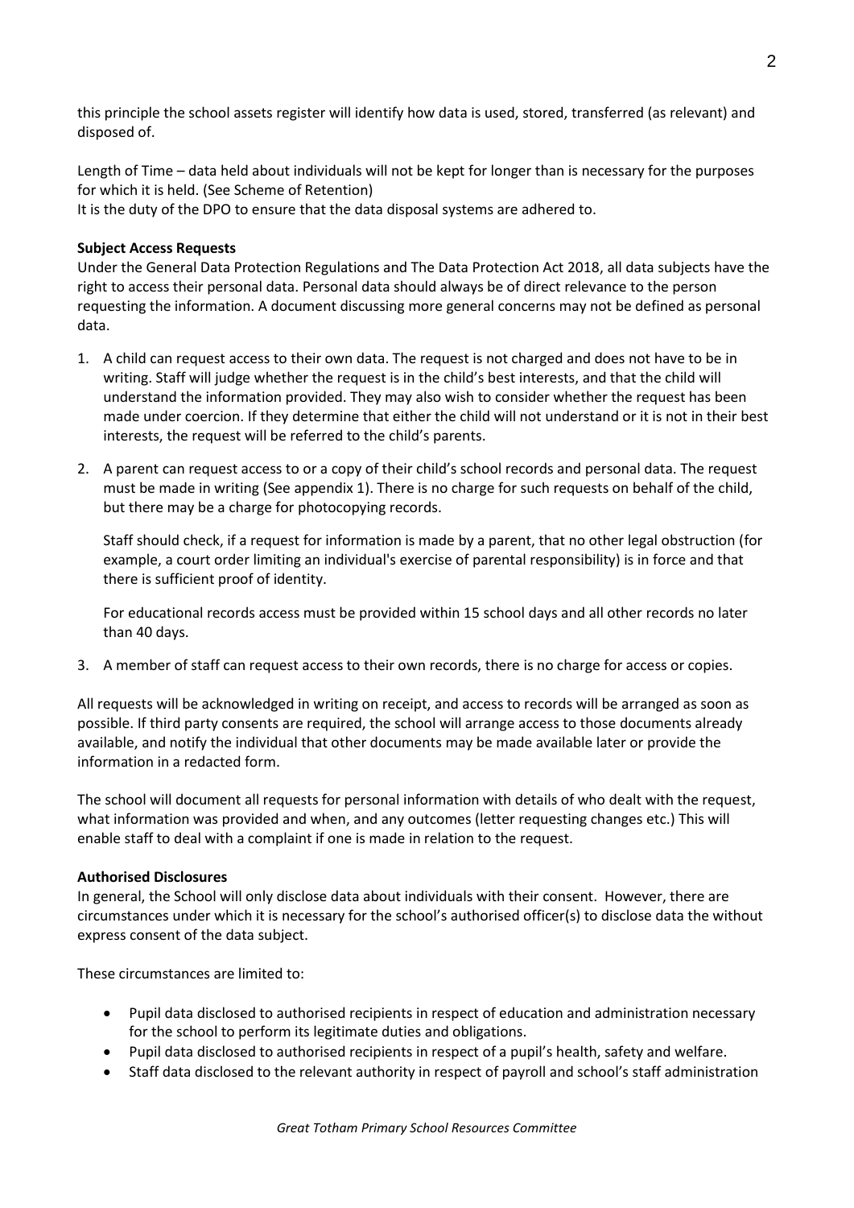this principle the school assets register will identify how data is used, stored, transferred (as relevant) and disposed of.

Length of Time – data held about individuals will not be kept for longer than is necessary for the purposes for which it is held. (See Scheme of Retention)
It is the duty of the DPO to ensure that the data disposal systems are adhered to.

**Subject Access Requests**
Under the General Data Protection Regulations and The Data Protection Act 2018, all data subjects have the right to access their personal data. Personal data should always be of direct relevance to the person requesting the information. A document discussing more general concerns may not be defined as personal data.

1. A child can request access to their own data. The request is not charged and does not have to be in writing. Staff will judge whether the request is in the child's best interests, and that the child will understand the information provided. They may also wish to consider whether the request has been made under coercion. If they determine that either the child will not understand or it is not in their best interests, the request will be referred to the child's parents.

2. A parent can request access to or a copy of their child's school records and personal data. The request must be made in writing (See appendix 1). There is no charge for such requests on behalf of the child, but there may be a charge for photocopying records.

   Staff should check, if a request for information is made by a parent, that no other legal obstruction (for example, a court order limiting an individual's exercise of parental responsibility) is in force and that there is sufficient proof of identity.

   For educational records access must be provided within 15 school days and all other records no later than 40 days.

3. A member of staff can request access to their own records, there is no charge for access or copies.

All requests will be acknowledged in writing on receipt, and access to records will be arranged as soon as possible. If third party consents are required, the school will arrange access to those documents already available, and notify the individual that other documents may be made available later or provide the information in a redacted form.

The school will document all requests for personal information with details of who dealt with the request, what information was provided and when, and any outcomes (letter requesting changes etc.) This will enable staff to deal with a complaint if one is made in relation to the request.

**Authorised Disclosures**
In general, the School will only disclose data about individuals with their consent. However, there are circumstances under which it is necessary for the school's authorised officer(s) to disclose data the without express consent of the data subject.

These circumstances are limited to:

- Pupil data disclosed to authorised recipients in respect of education and administration necessary for the school to perform its legitimate duties and obligations.
- Pupil data disclosed to authorised recipients in respect of a pupil's health, safety and welfare.
- Staff data disclosed to the relevant authority in respect of payroll and school's staff administration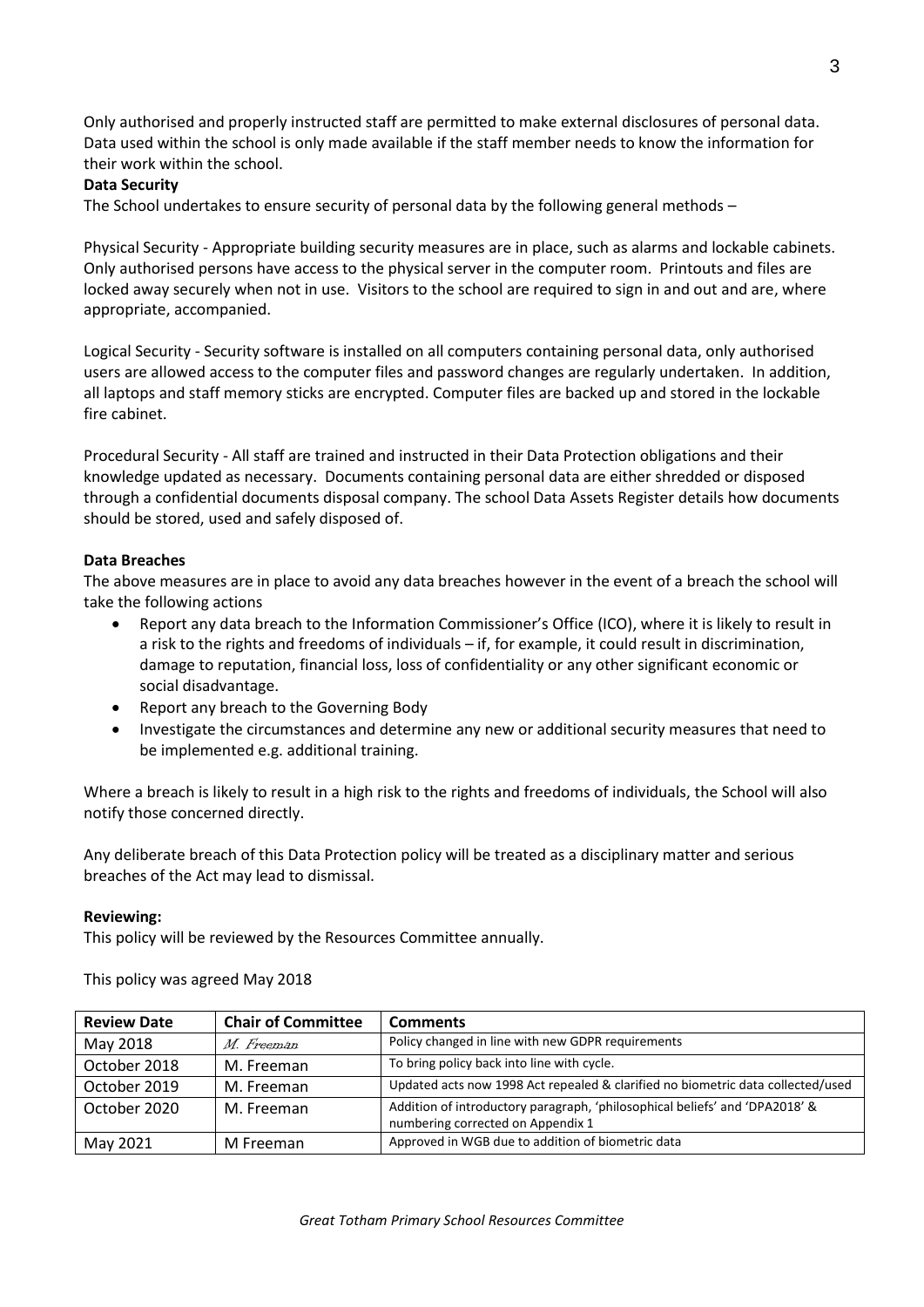Only authorised and properly instructed staff are permitted to make external disclosures of personal data. Data used within the school is only made available if the staff member needs to know the information for their work within the school.

**Data Security**

The School undertakes to ensure security of personal data by the following general methods –

Physical Security - Appropriate building security measures are in place, such as alarms and lockable cabinets. Only authorised persons have access to the physical server in the computer room. Printouts and files are locked away securely when not in use. Visitors to the school are required to sign in and out and are, where appropriate, accompanied.

Logical Security - Security software is installed on all computers containing personal data, only authorised users are allowed access to the computer files and password changes are regularly undertaken. In addition, all laptops and staff memory sticks are encrypted. Computer files are backed up and stored in the lockable fire cabinet.

Procedural Security - All staff are trained and instructed in their Data Protection obligations and their knowledge updated as necessary. Documents containing personal data are either shredded or disposed through a confidential documents disposal company. The school Data Assets Register details how documents should be stored, used and safely disposed of.

**Data Breaches**

The above measures are in place to avoid any data breaches however in the event of a breach the school will take the following actions

- Report any data breach to the Information Commissioner's Office (ICO), where it is likely to result in a risk to the rights and freedoms of individuals – if, for example, it could result in discrimination, damage to reputation, financial loss, loss of confidentiality or any other significant economic or social disadvantage.
- Report any breach to the Governing Body
- Investigate the circumstances and determine any new or additional security measures that need to be implemented e.g. additional training.

Where a breach is likely to result in a high risk to the rights and freedoms of individuals, the School will also notify those concerned directly.

Any deliberate breach of this Data Protection policy will be treated as a disciplinary matter and serious breaches of the Act may lead to dismissal.

**Reviewing:**

This policy will be reviewed by the Resources Committee annually.

This policy was agreed May 2018

| Review Date | Chair of Committee | Comments |
|---|---|---|
| May 2018 | M. Freeman | Policy changed in line with new GDPR requirements |
| October 2018 | M. Freeman | To bring policy back into line with cycle. |
| October 2019 | M. Freeman | Updated acts now 1998 Act repealed & clarified no biometric data collected/used |
| October 2020 | M. Freeman | Addition of introductory paragraph, 'philosophical beliefs' and 'DPA2018' & numbering corrected on Appendix 1 |
| May 2021 | M Freeman | Approved in WGB due to addition of biometric data |

*Great Totham Primary School Resources Committee*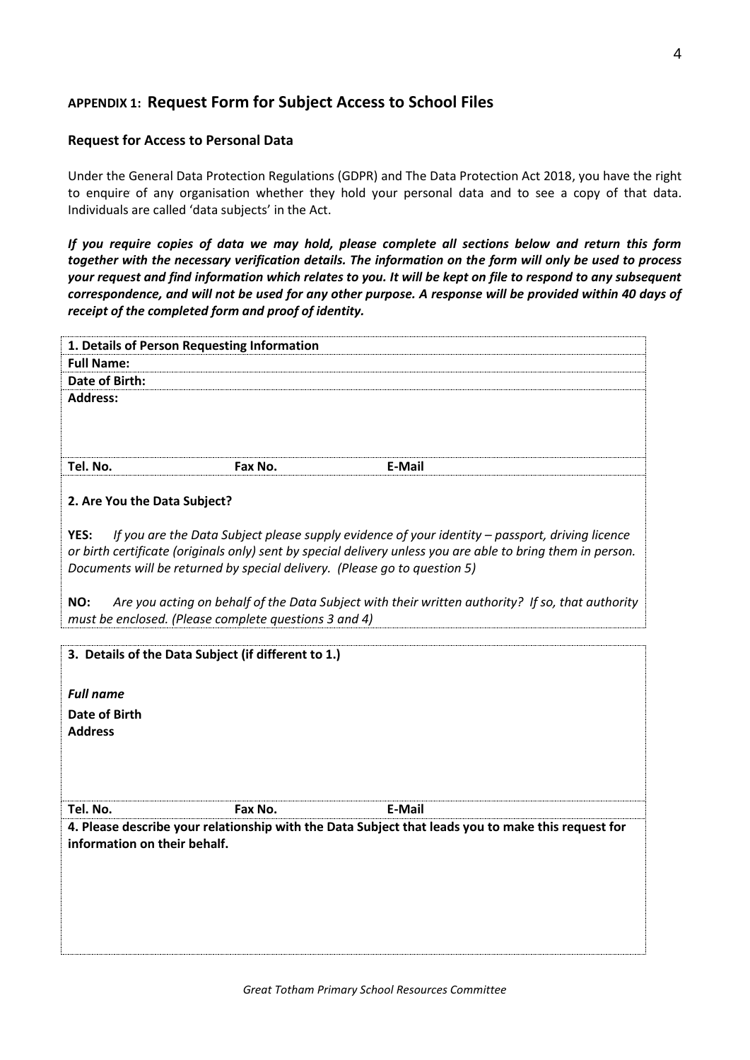## APPENDIX 1: Request Form for Subject Access to School Files

### Request for Access to Personal Data

Under the General Data Protection Regulations (GDPR) and The Data Protection Act 2018, you have the right to enquire of any organisation whether they hold your personal data and to see a copy of that data. Individuals are called 'data subjects' in the Act.

***If you require copies of data we may hold, please complete all sections below and return this form together with the necessary verification details. The information on the form will only be used to process your request and find information which relates to you. It will be kept on file to respond to any subsequent correspondence, and will not be used for any other purpose. A response will be provided within 40 days of receipt of the completed form and proof of identity.***

| **1. Details of Person Requesting Information** | | |
|---|---|---|
| **Full Name:** | | |
| **Date of Birth:** | | |
| **Address:** | | |
| **Tel. No.** | **Fax No.** | **E-Mail** |

**2. Are You the Data Subject?**

**YES:** *If you are the Data Subject please supply evidence of your identity – passport, driving licence or birth certificate (originals only) sent by special delivery unless you are able to bring them in person. Documents will be returned by special delivery. (Please go to question 5)*

**NO:** *Are you acting on behalf of the Data Subject with their written authority? If so, that authority must be enclosed. (Please complete questions 3 and 4)*

| **3. Details of the Data Subject (if different to 1.)** | | |
|---|---|---|
| ***Full name*** | | |
| **Date of Birth** | | |
| **Address** | | |
| **Tel. No.** | **Fax No.** | **E-Mail** |

**4. Please describe your relationship with the Data Subject that leads you to make this request for information on their behalf.**

*Great Totham Primary School Resources Committee*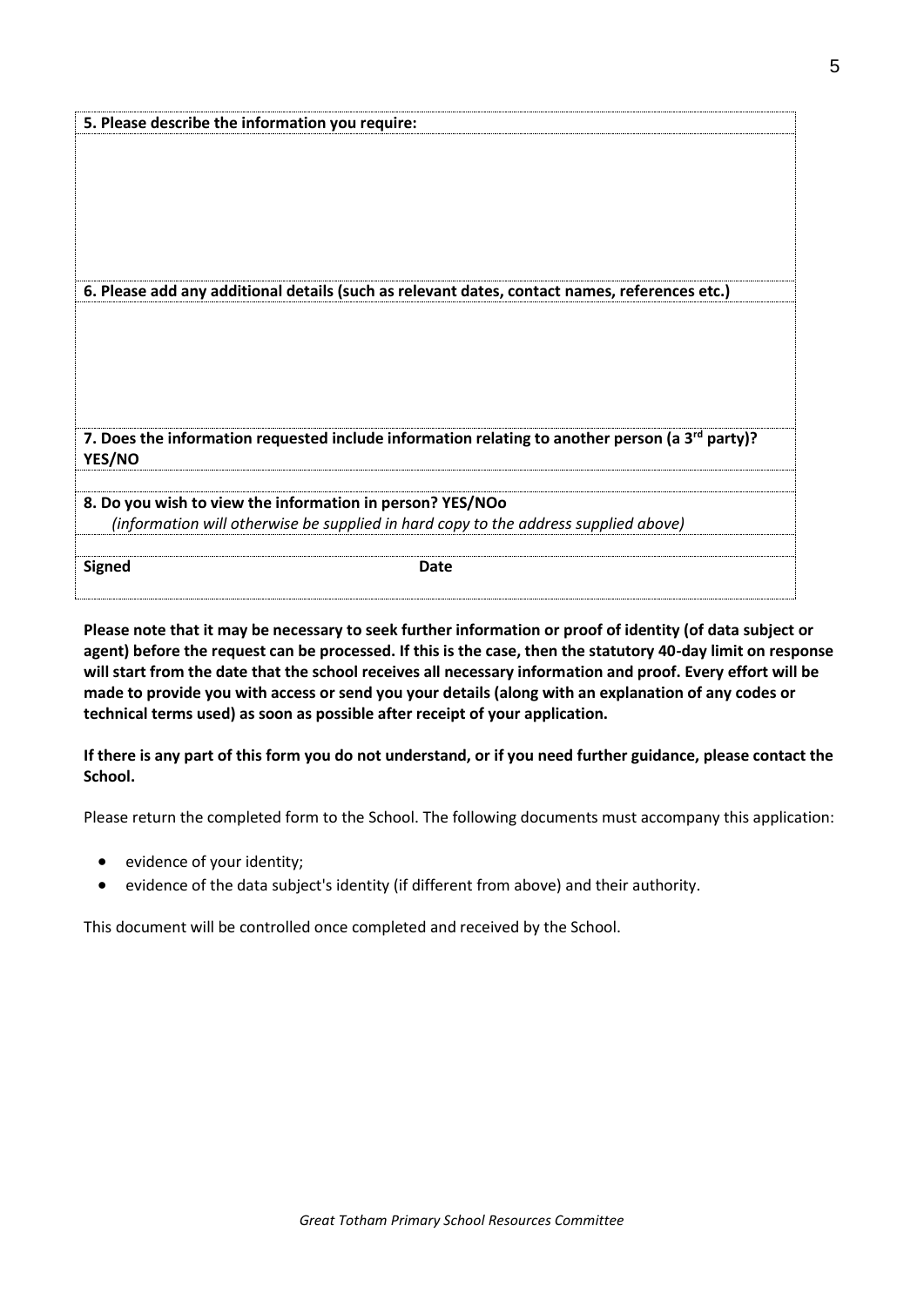| |
|---|
| **5. Please describe the information you require:** |
| |
| **6. Please add any additional details (such as relevant dates, contact names, references etc.)** |
| |
| **7. Does the information requested include information relating to another person (a 3rd party)? YES/NO** |
| |
| **8. Do you wish to view the information in person? YES/NOo** *(information will otherwise be supplied in hard copy to the address supplied above)* |
| |
| **Signed** **Date** |

**Please note that it may be necessary to seek further information or proof of identity (of data subject or agent) before the request can be processed. If this is the case, then the statutory 40-day limit on response will start from the date that the school receives all necessary information and proof. Every effort will be made to provide you with access or send you your details (along with an explanation of any codes or technical terms used) as soon as possible after receipt of your application.**

**If there is any part of this form you do not understand, or if you need further guidance, please contact the School.**

Please return the completed form to the School. The following documents must accompany this application:

- evidence of your identity;
- evidence of the data subject's identity (if different from above) and their authority.

This document will be controlled once completed and received by the School.